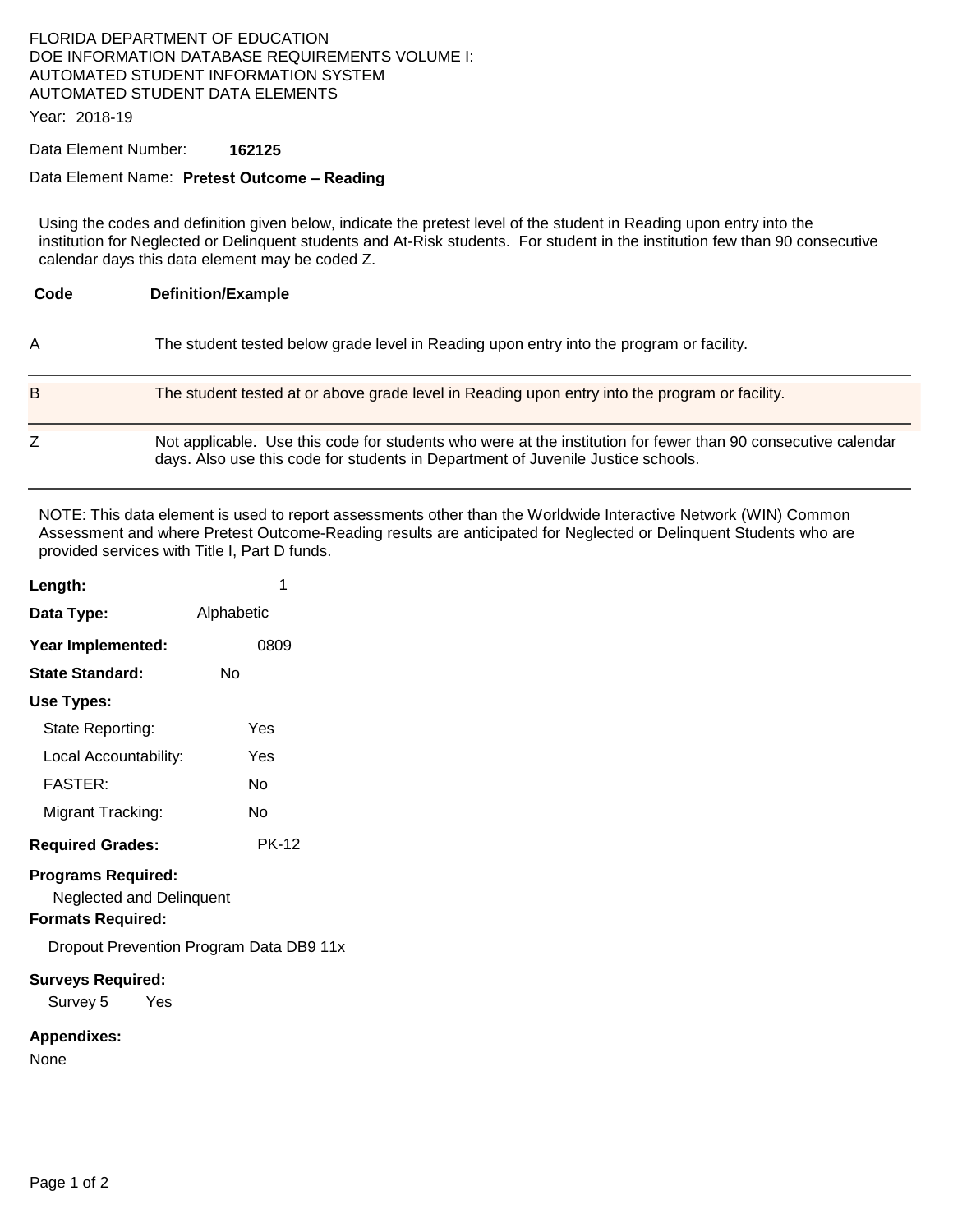FLORIDA DEPARTMENT OF EDUCATION
DOE INFORMATION DATABASE REQUIREMENTS VOLUME I:
AUTOMATED STUDENT INFORMATION SYSTEM
AUTOMATED STUDENT DATA ELEMENTS

Year: 2018-19

Data Element Number: **162125**

Data Element Name: **Pretest Outcome – Reading**

---

Using the codes and definition given below, indicate the pretest level of the student in Reading upon entry into the institution for Neglected or Delinquent students and At-Risk students. For student in the institution few than 90 consecutive calendar days this data element may be coded Z.

| Code | Definition/Example |
|---|---|
| A | The student tested below grade level in Reading upon entry into the program or facility. |
| B | The student tested at or above grade level in Reading upon entry into the program or facility. |
| Z | Not applicable. Use this code for students who were at the institution for fewer than 90 consecutive calendar days. Also use this code for students in Department of Juvenile Justice schools. |

NOTE: This data element is used to report assessments other than the Worldwide Interactive Network (WIN) Common Assessment and where Pretest Outcome-Reading results are anticipated for Neglected or Delinquent Students who are provided services with Title I, Part D funds.

**Length:** 1

**Data Type:** Alphabetic

**Year Implemented:** 0809

**State Standard:** No

**Use Types:**

- State Reporting: Yes
- Local Accountability: Yes
- FASTER: No
- Migrant Tracking: No

**Required Grades:** PK-12

**Programs Required:**

Neglected and Delinquent

**Formats Required:**

Dropout Prevention Program Data DB9 11x

**Surveys Required:**

Survey 5 Yes

**Appendixes:**

None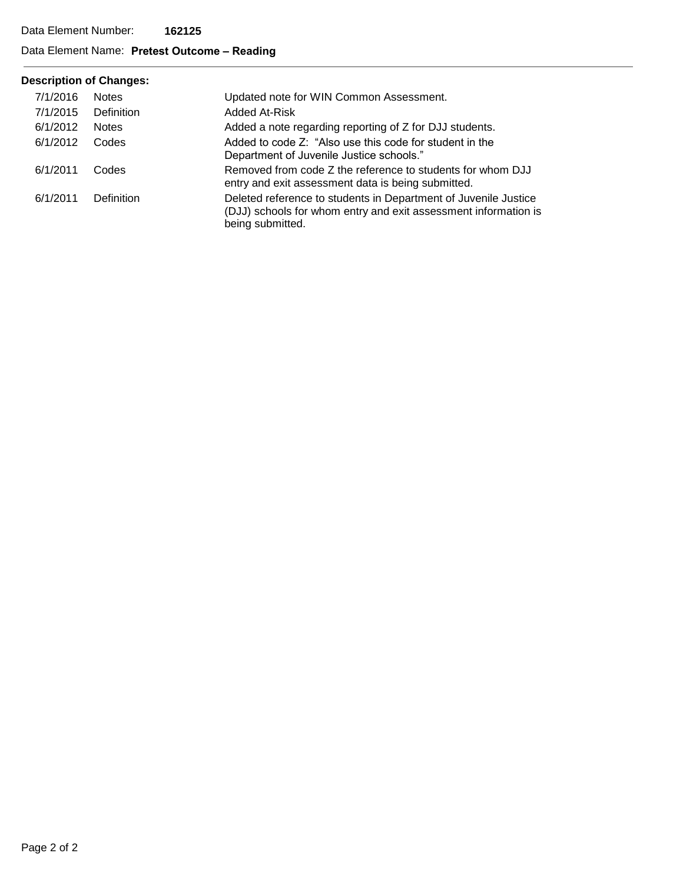Data Element Number: **162125**

Data Element Name: **Pretest Outcome – Reading**

**Description of Changes:**

| | | |
|---|---|---|
| 7/1/2016 | Notes | Updated note for WIN Common Assessment. |
| 7/1/2015 | Definition | Added At-Risk |
| 6/1/2012 | Notes | Added a note regarding reporting of Z for DJJ students. |
| 6/1/2012 | Codes | Added to code Z: "Also use this code for student in the Department of Juvenile Justice schools." |
| 6/1/2011 | Codes | Removed from code Z the reference to students for whom DJJ entry and exit assessment data is being submitted. |
| 6/1/2011 | Definition | Deleted reference to students in Department of Juvenile Justice (DJJ) schools for whom entry and exit assessment information is being submitted. |